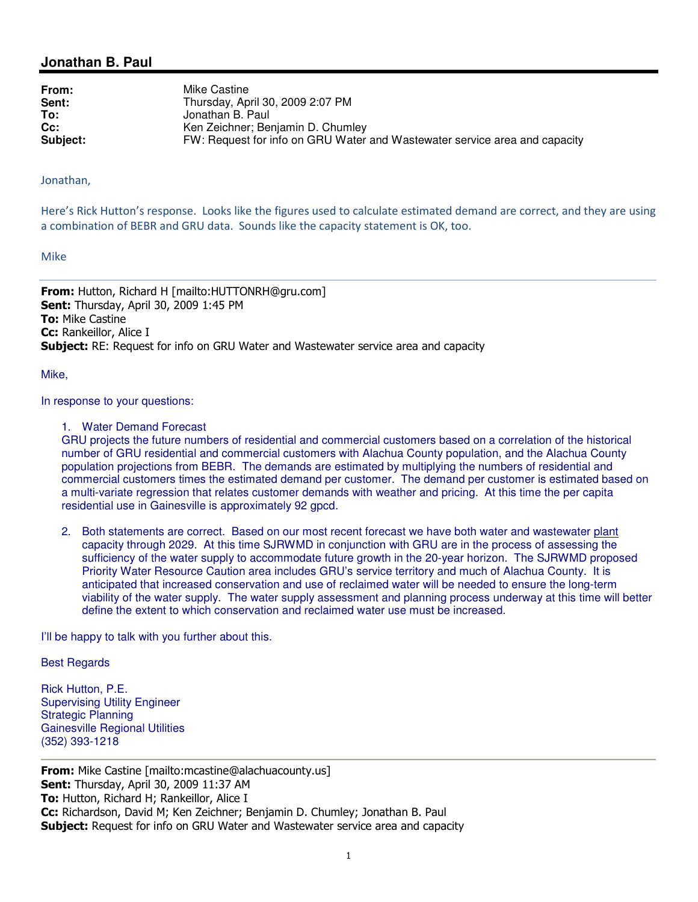## Jonathan B. Paul

**From:** Mike Castine
**Sent:** Thursday, April 30, 2009 2:07 PM
**To:** Jonathan B. Paul
**Cc:** Ken Zeichner; Benjamin D. Chumley
**Subject:** FW: Request for info on GRU Water and Wastewater service area and capacity

Jonathan,

Here's Rick Hutton's response. Looks like the figures used to calculate estimated demand are correct, and they are using a combination of BEBR and GRU data. Sounds like the capacity statement is OK, too.

Mike

---

**From:** Hutton, Richard H [mailto:HUTTONRH@gru.com]
**Sent:** Thursday, April 30, 2009 1:45 PM
**To:** Mike Castine
**Cc:** Rankeillor, Alice I
**Subject:** RE: Request for info on GRU Water and Wastewater service area and capacity

Mike,

In response to your questions:

1. Water Demand Forecast
GRU projects the future numbers of residential and commercial customers based on a correlation of the historical number of GRU residential and commercial customers with Alachua County population, and the Alachua County population projections from BEBR. The demands are estimated by multiplying the numbers of residential and commercial customers times the estimated demand per customer. The demand per customer is estimated based on a multi-variate regression that relates customer demands with weather and pricing. At this time the per capita residential use in Gainesville is approximately 92 gpcd.

2. Both statements are correct. Based on our most recent forecast we have both water and wastewater plant capacity through 2029. At this time SJRWMD in conjunction with GRU are in the process of assessing the sufficiency of the water supply to accommodate future growth in the 20-year horizon. The SJRWMD proposed Priority Water Resource Caution area includes GRU's service territory and much of Alachua County. It is anticipated that increased conservation and use of reclaimed water will be needed to ensure the long-term viability of the water supply. The water supply assessment and planning process underway at this time will better define the extent to which conservation and reclaimed water use must be increased.

I'll be happy to talk with you further about this.

Best Regards

Rick Hutton, P.E.
Supervising Utility Engineer
Strategic Planning
Gainesville Regional Utilities
(352) 393-1218

---

**From:** Mike Castine [mailto:mcastine@alachuacounty.us]
**Sent:** Thursday, April 30, 2009 11:37 AM
**To:** Hutton, Richard H; Rankeillor, Alice I
**Cc:** Richardson, David M; Ken Zeichner; Benjamin D. Chumley; Jonathan B. Paul
**Subject:** Request for info on GRU Water and Wastewater service area and capacity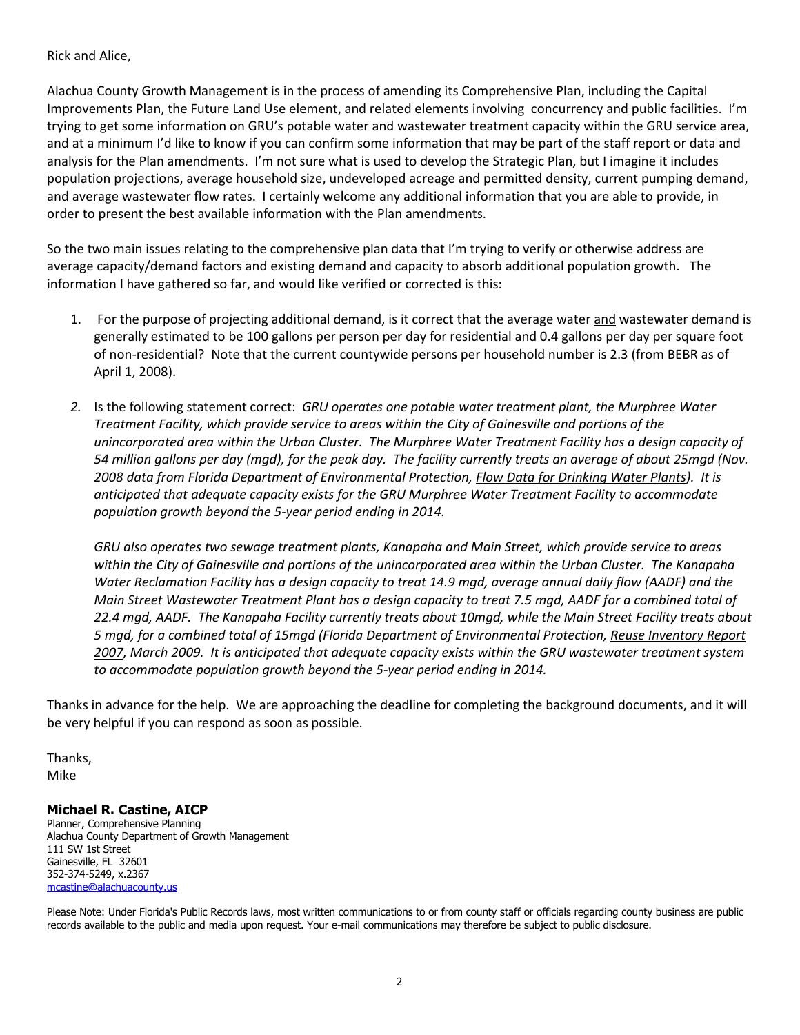Rick and Alice,

Alachua County Growth Management is in the process of amending its Comprehensive Plan, including the Capital Improvements Plan, the Future Land Use element, and related elements involving concurrency and public facilities. I'm trying to get some information on GRU's potable water and wastewater treatment capacity within the GRU service area, and at a minimum I'd like to know if you can confirm some information that may be part of the staff report or data and analysis for the Plan amendments. I'm not sure what is used to develop the Strategic Plan, but I imagine it includes population projections, average household size, undeveloped acreage and permitted density, current pumping demand, and average wastewater flow rates. I certainly welcome any additional information that you are able to provide, in order to present the best available information with the Plan amendments.

So the two main issues relating to the comprehensive plan data that I'm trying to verify or otherwise address are average capacity/demand factors and existing demand and capacity to absorb additional population growth. The information I have gathered so far, and would like verified or corrected is this:

1. For the purpose of projecting additional demand, is it correct that the average water <u>and</u> wastewater demand is generally estimated to be 100 gallons per person per day for residential and 0.4 gallons per day per square foot of non-residential? Note that the current countywide persons per household number is 2.3 (from BEBR as of April 1, 2008).

2. Is the following statement correct: *GRU operates one potable water treatment plant, the Murphree Water Treatment Facility, which provide service to areas within the City of Gainesville and portions of the unincorporated area within the Urban Cluster. The Murphree Water Treatment Facility has a design capacity of 54 million gallons per day (mgd), for the peak day. The facility currently treats an average of about 25mgd (Nov. 2008 data from Florida Department of Environmental Protection, <u>Flow Data for Drinking Water Plants</u>). It is anticipated that adequate capacity exists for the GRU Murphree Water Treatment Facility to accommodate population growth beyond the 5-year period ending in 2014.*

   *GRU also operates two sewage treatment plants, Kanapaha and Main Street, which provide service to areas within the City of Gainesville and portions of the unincorporated area within the Urban Cluster. The Kanapaha Water Reclamation Facility has a design capacity to treat 14.9 mgd, average annual daily flow (AADF) and the Main Street Wastewater Treatment Plant has a design capacity to treat 7.5 mgd, AADF for a combined total of 22.4 mgd, AADF. The Kanapaha Facility currently treats about 10mgd, while the Main Street Facility treats about 5 mgd, for a combined total of 15mgd (Florida Department of Environmental Protection, <u>Reuse Inventory Report 2007</u>, March 2009. It is anticipated that adequate capacity exists within the GRU wastewater treatment system to accommodate population growth beyond the 5-year period ending in 2014.*

Thanks in advance for the help. We are approaching the deadline for completing the background documents, and it will be very helpful if you can respond as soon as possible.

Thanks,
Mike

**Michael R. Castine, AICP**
Planner, Comprehensive Planning
Alachua County Department of Growth Management
111 SW 1st Street
Gainesville, FL 32601
352-374-5249, x.2367
mcastine@alachuacounty.us

Please Note: Under Florida's Public Records laws, most written communications to or from county staff or officials regarding county business are public records available to the public and media upon request. Your e-mail communications may therefore be subject to public disclosure.